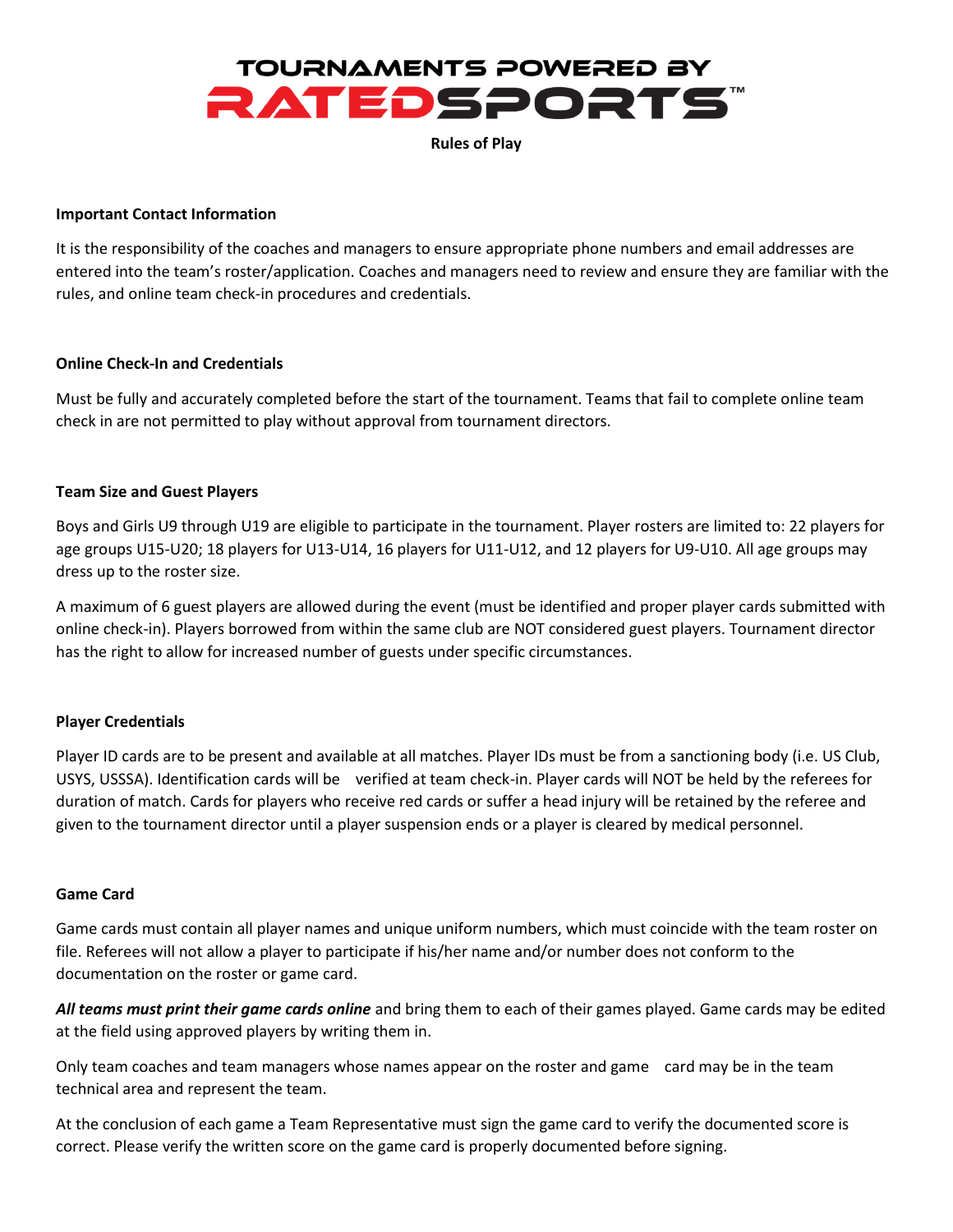# TOURNAMENTS POWERED BY RATEDSPORTS™

**Rules of Play**

**Important Contact Information**

It is the responsibility of the coaches and managers to ensure appropriate phone numbers and email addresses are entered into the team's roster/application. Coaches and managers need to review and ensure they are familiar with the rules, and online team check-in procedures and credentials.

**Online Check-In and Credentials**

Must be fully and accurately completed before the start of the tournament. Teams that fail to complete online team check in are not permitted to play without approval from tournament directors.

**Team Size and Guest Players**

Boys and Girls U9 through U19 are eligible to participate in the tournament. Player rosters are limited to: 22 players for age groups U15-U20; 18 players for U13-U14, 16 players for U11-U12, and 12 players for U9-U10. All age groups may dress up to the roster size.

A maximum of 6 guest players are allowed during the event (must be identified and proper player cards submitted with online check-in). Players borrowed from within the same club are NOT considered guest players. Tournament director has the right to allow for increased number of guests under specific circumstances.

**Player Credentials**

Player ID cards are to be present and available at all matches. Player IDs must be from a sanctioning body (i.e. US Club, USYS, USSSA). Identification cards will be verified at team check-in. Player cards will NOT be held by the referees for duration of match. Cards for players who receive red cards or suffer a head injury will be retained by the referee and given to the tournament director until a player suspension ends or a player is cleared by medical personnel.

**Game Card**

Game cards must contain all player names and unique uniform numbers, which must coincide with the team roster on file. Referees will not allow a player to participate if his/her name and/or number does not conform to the documentation on the roster or game card.

***All teams must print their game cards online*** and bring them to each of their games played. Game cards may be edited at the field using approved players by writing them in.

Only team coaches and team managers whose names appear on the roster and game card may be in the team technical area and represent the team.

At the conclusion of each game a Team Representative must sign the game card to verify the documented score is correct. Please verify the written score on the game card is properly documented before signing.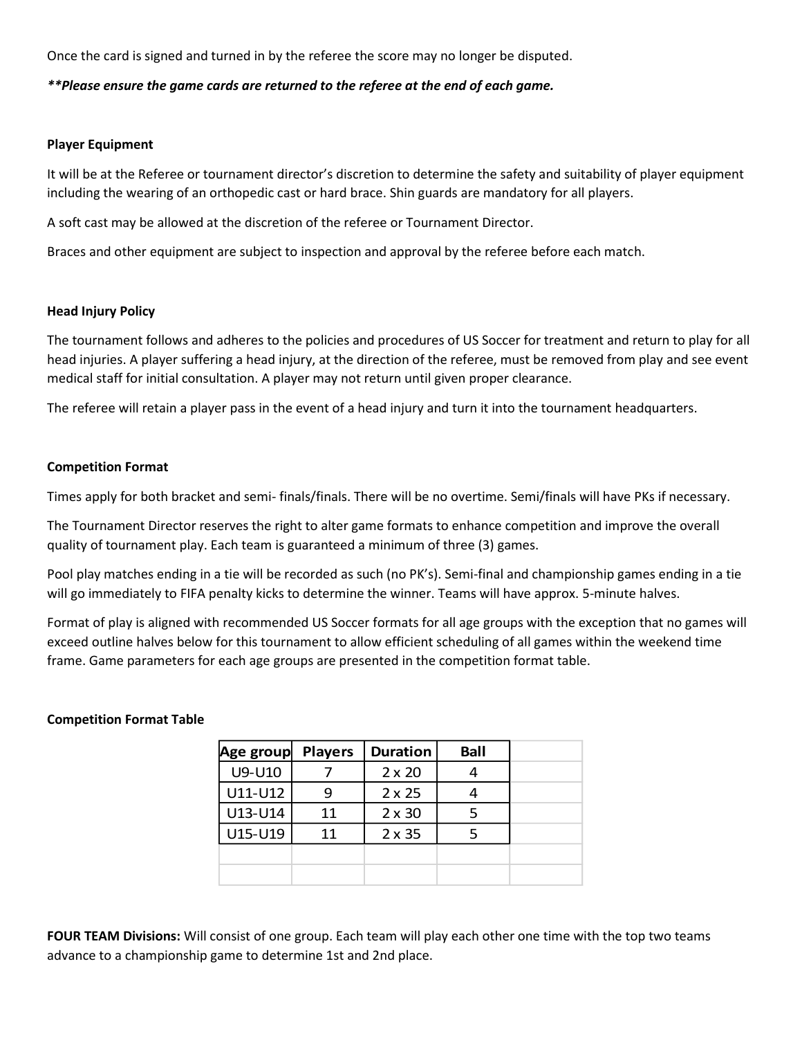Once the card is signed and turned in by the referee the score may no longer be disputed.

***\*Please ensure the game cards are returned to the referee at the end of each game.***

**Player Equipment**

It will be at the Referee or tournament director's discretion to determine the safety and suitability of player equipment including the wearing of an orthopedic cast or hard brace. Shin guards are mandatory for all players.

A soft cast may be allowed at the discretion of the referee or Tournament Director.

Braces and other equipment are subject to inspection and approval by the referee before each match.

**Head Injury Policy**

The tournament follows and adheres to the policies and procedures of US Soccer for treatment and return to play for all head injuries. A player suffering a head injury, at the direction of the referee, must be removed from play and see event medical staff for initial consultation. A player may not return until given proper clearance.

The referee will retain a player pass in the event of a head injury and turn it into the tournament headquarters.

**Competition Format**

Times apply for both bracket and semi- finals/finals. There will be no overtime. Semi/finals will have PKs if necessary.

The Tournament Director reserves the right to alter game formats to enhance competition and improve the overall quality of tournament play. Each team is guaranteed a minimum of three (3) games.

Pool play matches ending in a tie will be recorded as such (no PK's). Semi-final and championship games ending in a tie will go immediately to FIFA penalty kicks to determine the winner. Teams will have approx. 5-minute halves.

Format of play is aligned with recommended US Soccer formats for all age groups with the exception that no games will exceed outline halves below for this tournament to allow efficient scheduling of all games within the weekend time frame. Game parameters for each age groups are presented in the competition format table.

**Competition Format Table**

| Age group | Players | Duration | Ball |
|---|---|---|---|
| U9-U10 | 7 | 2 x 20 | 4 |
| U11-U12 | 9 | 2 x 25 | 4 |
| U13-U14 | 11 | 2 x 30 | 5 |
| U15-U19 | 11 | 2 x 35 | 5 |

**FOUR TEAM Divisions:** Will consist of one group. Each team will play each other one time with the top two teams advance to a championship game to determine 1st and 2nd place.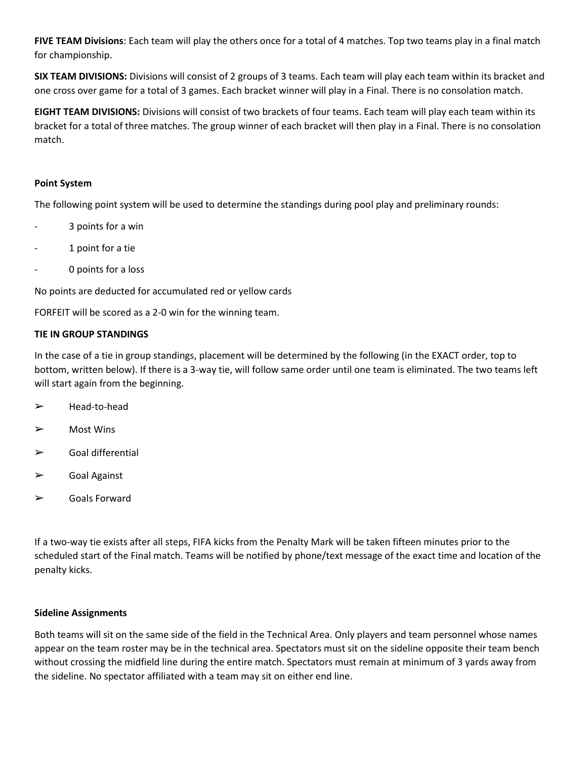**FIVE TEAM Divisions**: Each team will play the others once for a total of 4 matches. Top two teams play in a final match for championship.

**SIX TEAM DIVISIONS:** Divisions will consist of 2 groups of 3 teams. Each team will play each team within its bracket and one cross over game for a total of 3 games. Each bracket winner will play in a Final. There is no consolation match.

**EIGHT TEAM DIVISIONS:** Divisions will consist of two brackets of four teams. Each team will play each team within its bracket for a total of three matches. The group winner of each bracket will then play in a Final. There is no consolation match.

**Point System**

The following point system will be used to determine the standings during pool play and preliminary rounds:

- 3 points for a win
- 1 point for a tie
- 0 points for a loss

No points are deducted for accumulated red or yellow cards

FORFEIT will be scored as a 2-0 win for the winning team.

**TIE IN GROUP STANDINGS**

In the case of a tie in group standings, placement will be determined by the following (in the EXACT order, top to bottom, written below). If there is a 3-way tie, will follow same order until one team is eliminated. The two teams left will start again from the beginning.

- ➢ Head-to-head
- ➢ Most Wins
- ➢ Goal differential
- ➢ Goal Against
- ➢ Goals Forward

If a two-way tie exists after all steps, FIFA kicks from the Penalty Mark will be taken fifteen minutes prior to the scheduled start of the Final match. Teams will be notified by phone/text message of the exact time and location of the penalty kicks.

**Sideline Assignments**

Both teams will sit on the same side of the field in the Technical Area. Only players and team personnel whose names appear on the team roster may be in the technical area. Spectators must sit on the sideline opposite their team bench without crossing the midfield line during the entire match. Spectators must remain at minimum of 3 yards away from the sideline. No spectator affiliated with a team may sit on either end line.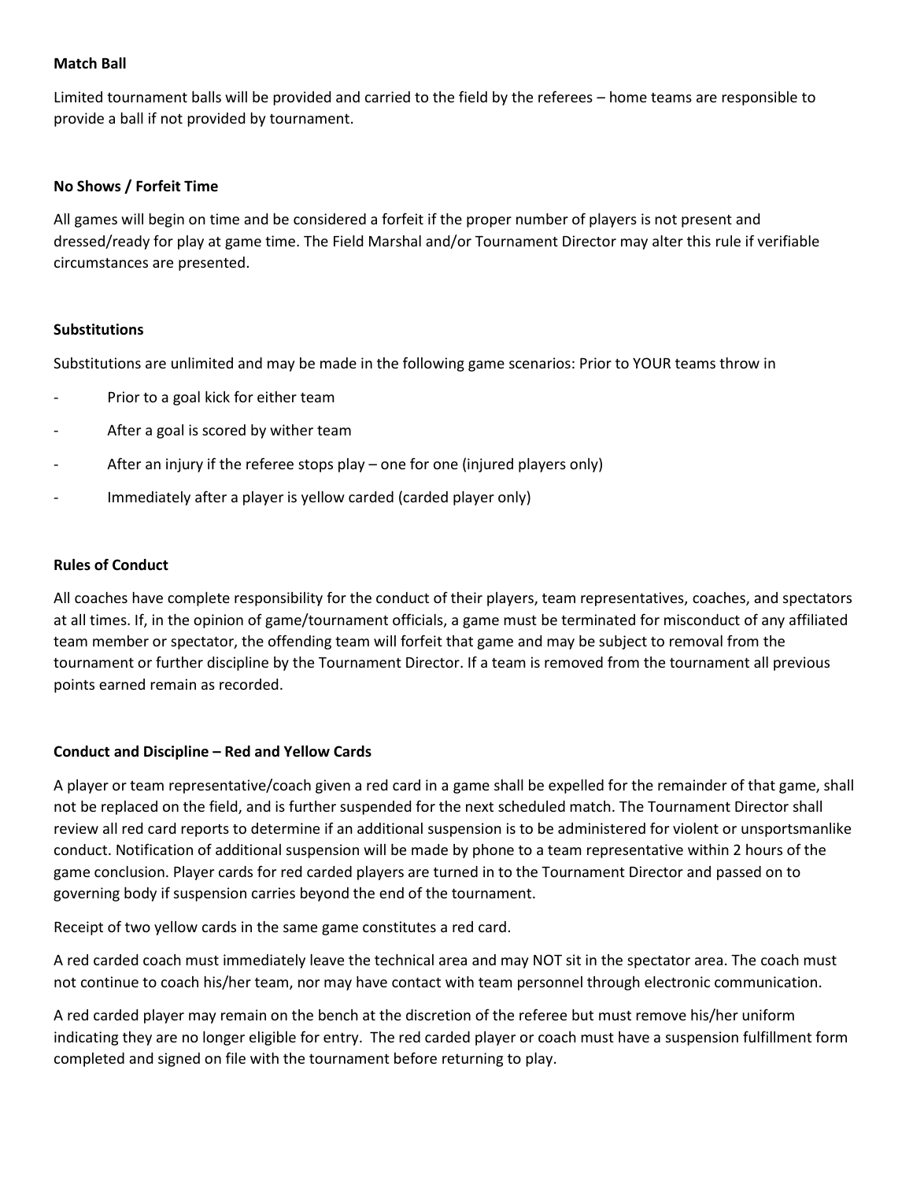**Match Ball**

Limited tournament balls will be provided and carried to the field by the referees – home teams are responsible to provide a ball if not provided by tournament.

**No Shows / Forfeit Time**

All games will begin on time and be considered a forfeit if the proper number of players is not present and dressed/ready for play at game time. The Field Marshal and/or Tournament Director may alter this rule if verifiable circumstances are presented.

**Substitutions**

Substitutions are unlimited and may be made in the following game scenarios: Prior to YOUR teams throw in

- Prior to a goal kick for either team
- After a goal is scored by wither team
- After an injury if the referee stops play – one for one (injured players only)
- Immediately after a player is yellow carded (carded player only)

**Rules of Conduct**

All coaches have complete responsibility for the conduct of their players, team representatives, coaches, and spectators at all times. If, in the opinion of game/tournament officials, a game must be terminated for misconduct of any affiliated team member or spectator, the offending team will forfeit that game and may be subject to removal from the tournament or further discipline by the Tournament Director. If a team is removed from the tournament all previous points earned remain as recorded.

**Conduct and Discipline – Red and Yellow Cards**

A player or team representative/coach given a red card in a game shall be expelled for the remainder of that game, shall not be replaced on the field, and is further suspended for the next scheduled match. The Tournament Director shall review all red card reports to determine if an additional suspension is to be administered for violent or unsportsmanlike conduct. Notification of additional suspension will be made by phone to a team representative within 2 hours of the game conclusion. Player cards for red carded players are turned in to the Tournament Director and passed on to governing body if suspension carries beyond the end of the tournament.

Receipt of two yellow cards in the same game constitutes a red card.

A red carded coach must immediately leave the technical area and may NOT sit in the spectator area. The coach must not continue to coach his/her team, nor may have contact with team personnel through electronic communication.

A red carded player may remain on the bench at the discretion of the referee but must remove his/her uniform indicating they are no longer eligible for entry. The red carded player or coach must have a suspension fulfillment form completed and signed on file with the tournament before returning to play.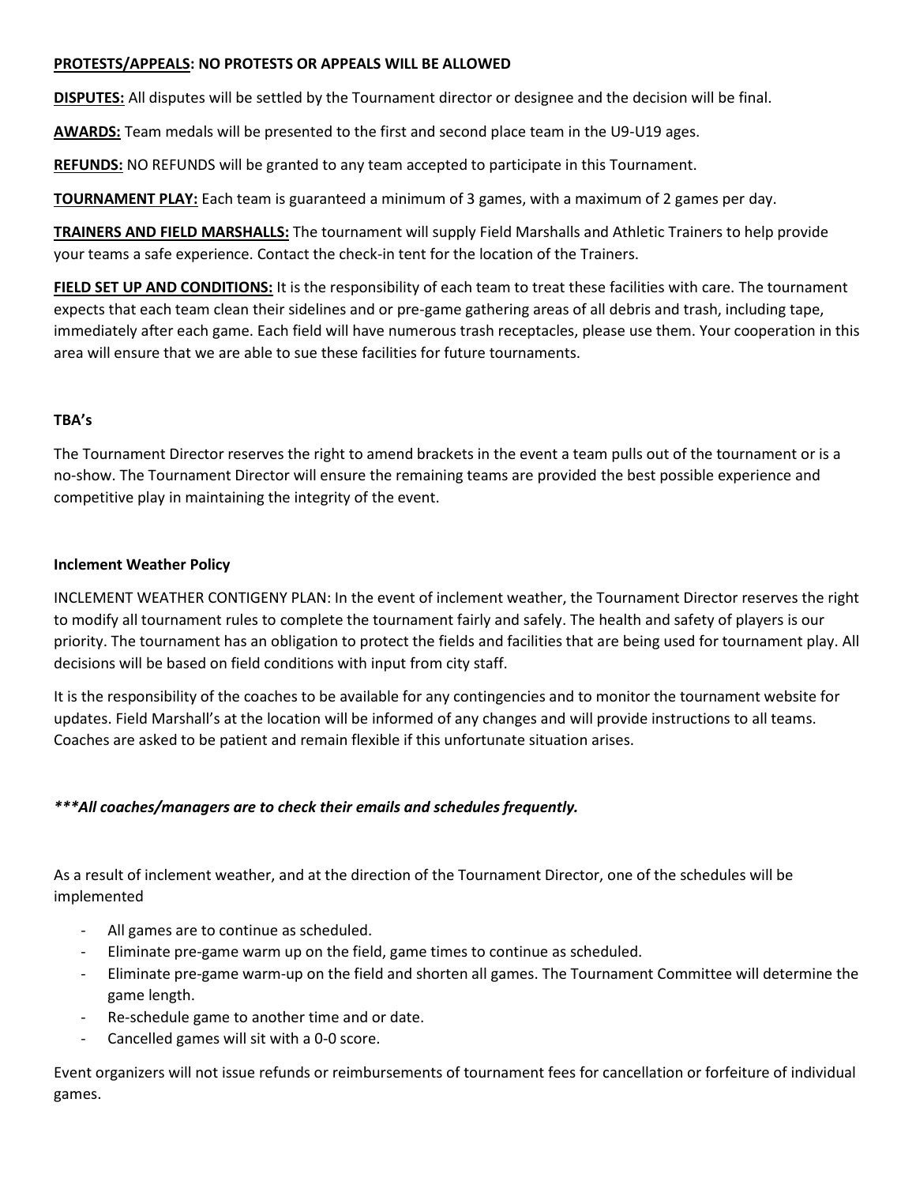**PROTESTS/APPEALS: NO PROTESTS OR APPEALS WILL BE ALLOWED**

**DISPUTES:** All disputes will be settled by the Tournament director or designee and the decision will be final.

**AWARDS:** Team medals will be presented to the first and second place team in the U9-U19 ages.

**REFUNDS:** NO REFUNDS will be granted to any team accepted to participate in this Tournament.

**TOURNAMENT PLAY:** Each team is guaranteed a minimum of 3 games, with a maximum of 2 games per day.

**TRAINERS AND FIELD MARSHALLS:** The tournament will supply Field Marshalls and Athletic Trainers to help provide your teams a safe experience. Contact the check-in tent for the location of the Trainers.

**FIELD SET UP AND CONDITIONS:** It is the responsibility of each team to treat these facilities with care. The tournament expects that each team clean their sidelines and or pre-game gathering areas of all debris and trash, including tape, immediately after each game. Each field will have numerous trash receptacles, please use them. Your cooperation in this area will ensure that we are able to sue these facilities for future tournaments.

**TBA's**

The Tournament Director reserves the right to amend brackets in the event a team pulls out of the tournament or is a no-show. The Tournament Director will ensure the remaining teams are provided the best possible experience and competitive play in maintaining the integrity of the event.

**Inclement Weather Policy**

INCLEMENT WEATHER CONTIGENY PLAN: In the event of inclement weather, the Tournament Director reserves the right to modify all tournament rules to complete the tournament fairly and safely. The health and safety of players is our priority. The tournament has an obligation to protect the fields and facilities that are being used for tournament play. All decisions will be based on field conditions with input from city staff.

It is the responsibility of the coaches to be available for any contingencies and to monitor the tournament website for updates. Field Marshall's at the location will be informed of any changes and will provide instructions to all teams. Coaches are asked to be patient and remain flexible if this unfortunate situation arises.

***\*\*\*All coaches/managers are to check their emails and schedules frequently.***

As a result of inclement weather, and at the direction of the Tournament Director, one of the schedules will be implemented

- All games are to continue as scheduled.
- Eliminate pre-game warm up on the field, game times to continue as scheduled.
- Eliminate pre-game warm-up on the field and shorten all games. The Tournament Committee will determine the game length.
- Re-schedule game to another time and or date.
- Cancelled games will sit with a 0-0 score.

Event organizers will not issue refunds or reimbursements of tournament fees for cancellation or forfeiture of individual games.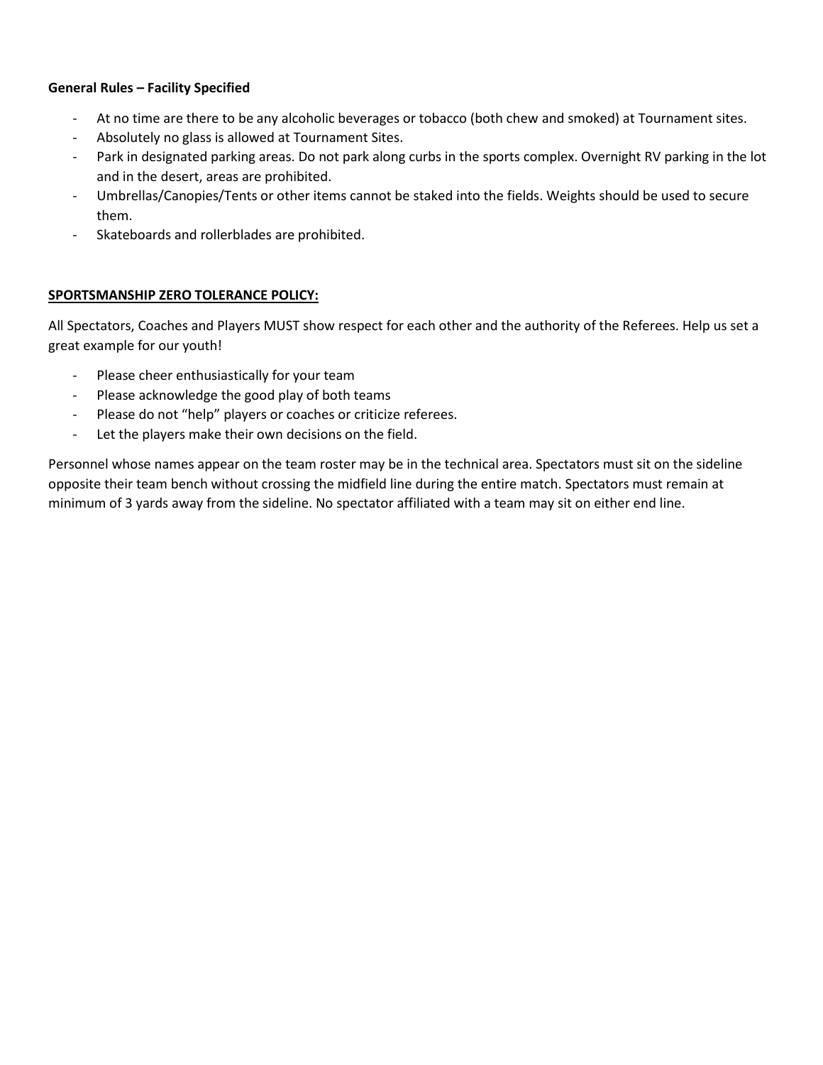**General Rules – Facility Specified**

- At no time are there to be any alcoholic beverages or tobacco (both chew and smoked) at Tournament sites.
- Absolutely no glass is allowed at Tournament Sites.
- Park in designated parking areas. Do not park along curbs in the sports complex. Overnight RV parking in the lot and in the desert, areas are prohibited.
- Umbrellas/Canopies/Tents or other items cannot be staked into the fields. Weights should be used to secure them.
- Skateboards and rollerblades are prohibited.

**SPORTSMANSHIP ZERO TOLERANCE POLICY:**

All Spectators, Coaches and Players MUST show respect for each other and the authority of the Referees. Help us set a great example for our youth!

- Please cheer enthusiastically for your team
- Please acknowledge the good play of both teams
- Please do not "help" players or coaches or criticize referees.
- Let the players make their own decisions on the field.

Personnel whose names appear on the team roster may be in the technical area. Spectators must sit on the sideline opposite their team bench without crossing the midfield line during the entire match. Spectators must remain at minimum of 3 yards away from the sideline. No spectator affiliated with a team may sit on either end line.